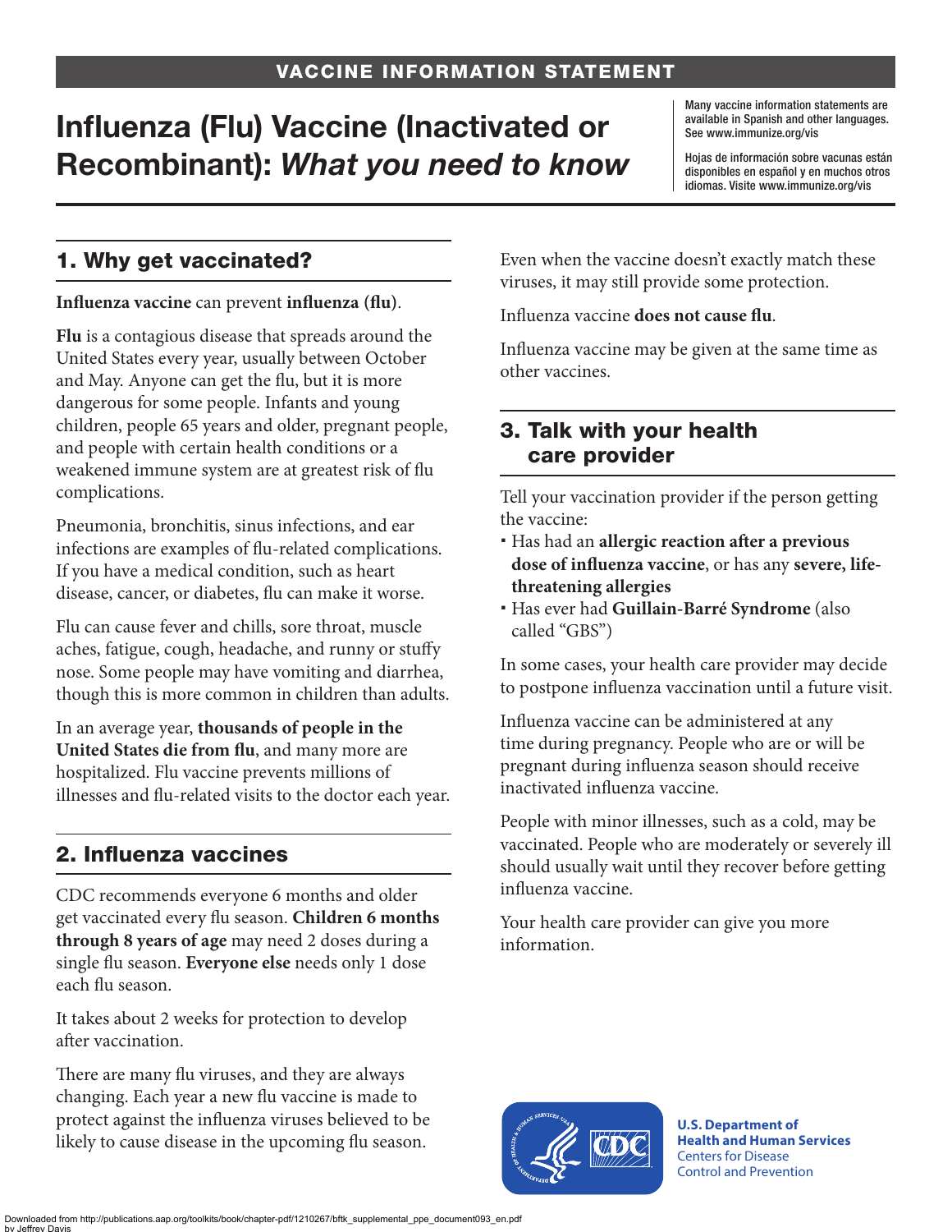VACCINE INFORMATION STATEMENT

# Influenza (Flu) Vaccine (Inactivated or Recombinant): *What you need to know*

Many vaccine information statements are available in Spanish and other languages. See www.immunize.org/vis

Hojas de información sobre vacunas están disponibles en español y en muchos otros idiomas. Visite www.immunize.org/vis

## 1. Why get vaccinated?

**Influenza vaccine** can prevent **influenza (flu)**.

**Flu** is a contagious disease that spreads around the United States every year, usually between October and May. Anyone can get the flu, but it is more dangerous for some people. Infants and young children, people 65 years and older, pregnant people, and people with certain health conditions or a weakened immune system are at greatest risk of flu complications.

Pneumonia, bronchitis, sinus infections, and ear infections are examples of flu-related complications. If you have a medical condition, such as heart disease, cancer, or diabetes, flu can make it worse.

Flu can cause fever and chills, sore throat, muscle aches, fatigue, cough, headache, and runny or stuffy nose. Some people may have vomiting and diarrhea, though this is more common in children than adults.

In an average year, **thousands of people in the United States die from flu**, and many more are hospitalized. Flu vaccine prevents millions of illnesses and flu-related visits to the doctor each year.

## 2. Influenza vaccines

CDC recommends everyone 6 months and older get vaccinated every flu season. **Children 6 months through 8 years of age** may need 2 doses during a single flu season. **Everyone else** needs only 1 dose each flu season.

It takes about 2 weeks for protection to develop after vaccination.

There are many flu viruses, and they are always changing. Each year a new flu vaccine is made to protect against the influenza viruses believed to be likely to cause disease in the upcoming flu season. Even when the vaccine doesn't exactly match these viruses, it may still provide some protection.

Influenza vaccine **does not cause flu**.

Influenza vaccine may be given at the same time as other vaccines.

## 3. Talk with your health care provider

Tell your vaccination provider if the person getting the vaccine:

- Has had an **allergic reaction after a previous dose of influenza vaccine**, or has any **severe, life-threatening allergies**
- Has ever had **Guillain-Barré Syndrome** (also called "GBS")

In some cases, your health care provider may decide to postpone influenza vaccination until a future visit.

Influenza vaccine can be administered at any time during pregnancy. People who are or will be pregnant during influenza season should receive inactivated influenza vaccine.

People with minor illnesses, such as a cold, may be vaccinated. People who are moderately or severely ill should usually wait until they recover before getting influenza vaccine.

Your health care provider can give you more information.

**U.S. Department of Health and Human Services**
Centers for Disease Control and Prevention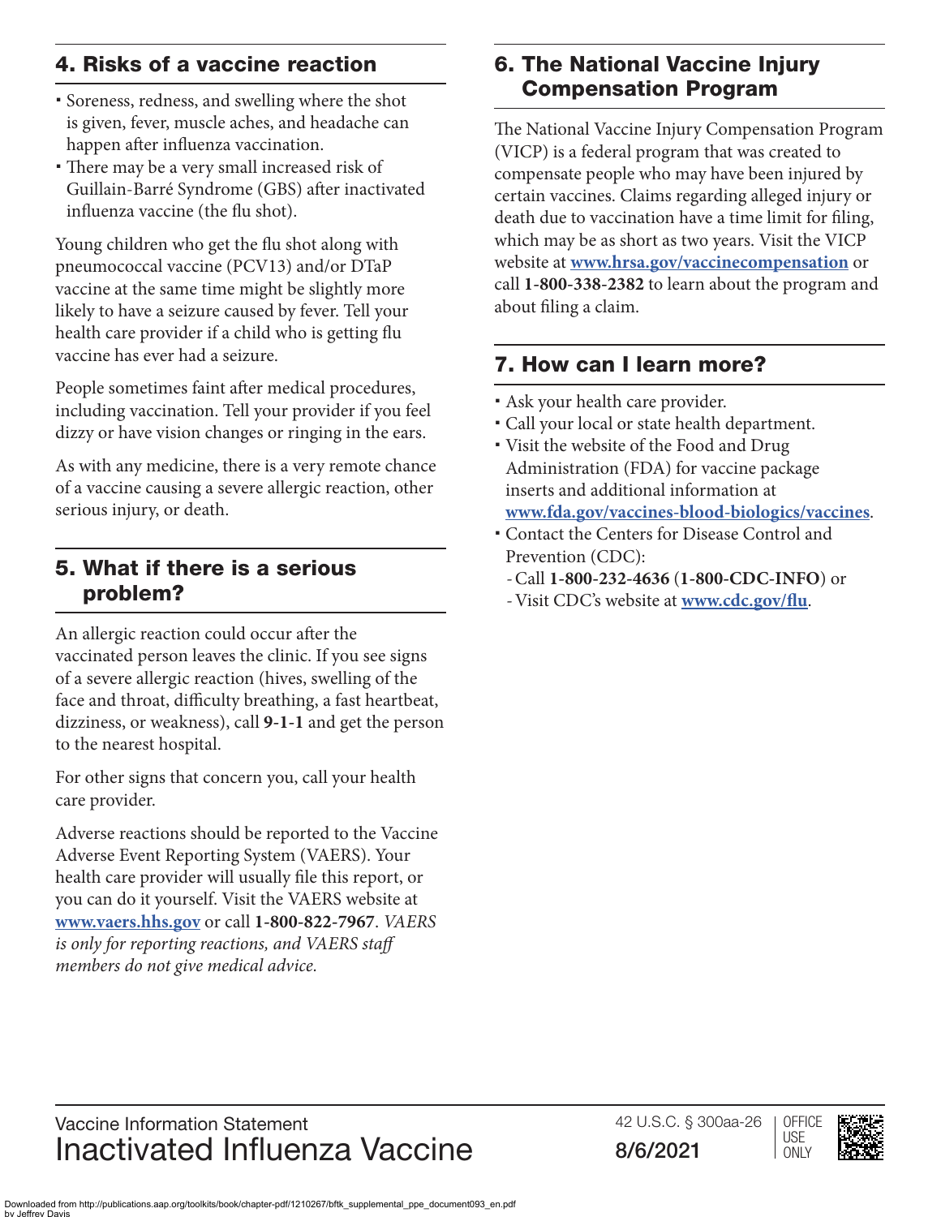## 4. Risks of a vaccine reaction

- Soreness, redness, and swelling where the shot is given, fever, muscle aches, and headache can happen after influenza vaccination.
- There may be a very small increased risk of Guillain-Barré Syndrome (GBS) after inactivated influenza vaccine (the flu shot).

Young children who get the flu shot along with pneumococcal vaccine (PCV13) and/or DTaP vaccine at the same time might be slightly more likely to have a seizure caused by fever. Tell your health care provider if a child who is getting flu vaccine has ever had a seizure.

People sometimes faint after medical procedures, including vaccination. Tell your provider if you feel dizzy or have vision changes or ringing in the ears.

As with any medicine, there is a very remote chance of a vaccine causing a severe allergic reaction, other serious injury, or death.

## 5. What if there is a serious problem?

An allergic reaction could occur after the vaccinated person leaves the clinic. If you see signs of a severe allergic reaction (hives, swelling of the face and throat, difficulty breathing, a fast heartbeat, dizziness, or weakness), call **9-1-1** and get the person to the nearest hospital.

For other signs that concern you, call your health care provider.

Adverse reactions should be reported to the Vaccine Adverse Event Reporting System (VAERS). Your health care provider will usually file this report, or you can do it yourself. Visit the VAERS website at **www.vaers.hhs.gov** or call **1-800-822-7967**. *VAERS is only for reporting reactions, and VAERS staff members do not give medical advice.*

## 6. The National Vaccine Injury Compensation Program

The National Vaccine Injury Compensation Program (VICP) is a federal program that was created to compensate people who may have been injured by certain vaccines. Claims regarding alleged injury or death due to vaccination have a time limit for filing, which may be as short as two years. Visit the VICP website at **www.hrsa.gov/vaccinecompensation** or call **1-800-338-2382** to learn about the program and about filing a claim.

## 7. How can I learn more?

- Ask your health care provider.
- Call your local or state health department.
- Visit the website of the Food and Drug Administration (FDA) for vaccine package inserts and additional information at **www.fda.gov/vaccines-blood-biologics/vaccines**.
- Contact the Centers for Disease Control and Prevention (CDC):
  - Call **1-800-232-4636** (**1-800-CDC-INFO**) or
  - Visit CDC's website at **www.cdc.gov/flu**.

Vaccine Information Statement

Inactivated Influenza Vaccine

42 U.S.C. § 300aa-26

**8/6/2021**

OFFICE USE ONLY

Downloaded from http://publications.aap.org/toolkits/book/chapter-pdf/1210267/bftk_supplemental_ppe_document093_en.pdf by Jeffrey Davis